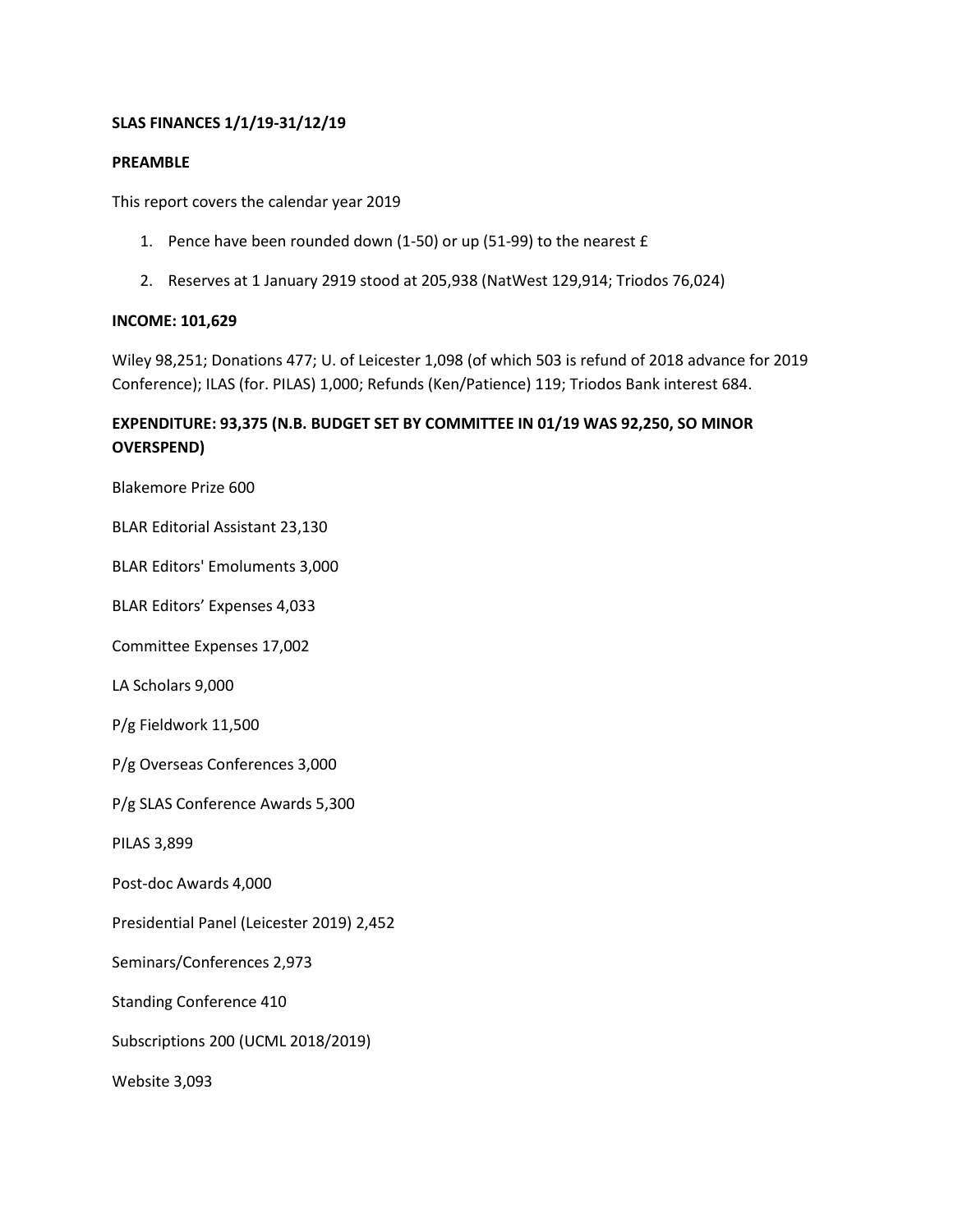**SLAS FINANCES 1/1/19-31/12/19**

**PREAMBLE**

This report covers the calendar year 2019

1. Pence have been rounded down (1-50) or up (51-99) to the nearest £
2. Reserves at 1 January 2919 stood at 205,938 (NatWest 129,914; Triodos 76,024)

**INCOME: 101,629**

Wiley 98,251; Donations 477; U. of Leicester 1,098 (of which 503 is refund of 2018 advance for 2019 Conference); ILAS (for. PILAS) 1,000; Refunds (Ken/Patience) 119; Triodos Bank interest 684.

**EXPENDITURE: 93,375 (N.B. BUDGET SET BY COMMITTEE IN 01/19 WAS 92,250, SO MINOR OVERSPEND)**

Blakemore Prize 600

BLAR Editorial Assistant 23,130

BLAR Editors' Emoluments 3,000

BLAR Editors' Expenses 4,033

Committee Expenses 17,002

LA Scholars 9,000

P/g Fieldwork 11,500

P/g Overseas Conferences 3,000

P/g SLAS Conference Awards 5,300

PILAS 3,899

Post-doc Awards 4,000

Presidential Panel (Leicester 2019) 2,452

Seminars/Conferences 2,973

Standing Conference 410

Subscriptions 200 (UCML 2018/2019)

Website 3,093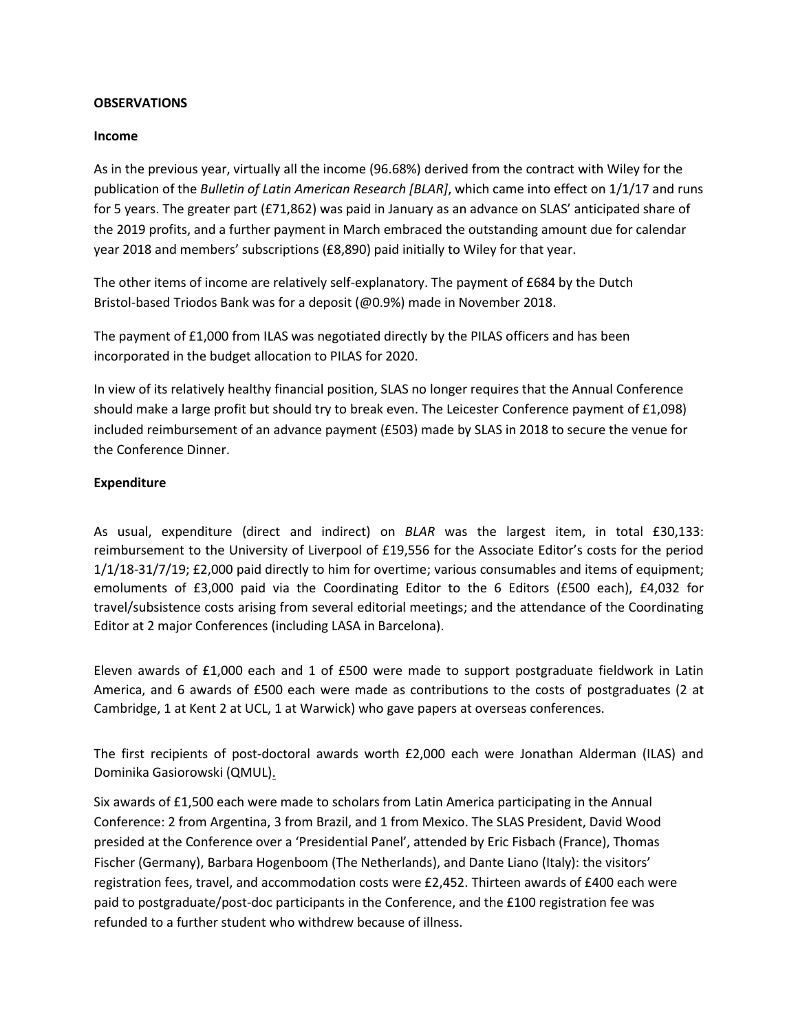**OBSERVATIONS**

**Income**

As in the previous year, virtually all the income (96.68%) derived from the contract with Wiley for the publication of the *Bulletin of Latin American Research [BLAR]*, which came into effect on 1/1/17 and runs for 5 years. The greater part (£71,862) was paid in January as an advance on SLAS' anticipated share of the 2019 profits, and a further payment in March embraced the outstanding amount due for calendar year 2018 and members' subscriptions (£8,890) paid initially to Wiley for that year.

The other items of income are relatively self-explanatory. The payment of £684 by the Dutch Bristol-based Triodos Bank was for a deposit (@0.9%) made in November 2018.

The payment of £1,000 from ILAS was negotiated directly by the PILAS officers and has been incorporated in the budget allocation to PILAS for 2020.

In view of its relatively healthy financial position, SLAS no longer requires that the Annual Conference should make a large profit but should try to break even. The Leicester Conference payment of £1,098) included reimbursement of an advance payment (£503) made by SLAS in 2018 to secure the venue for the Conference Dinner.

**Expenditure**

As usual, expenditure (direct and indirect) on *BLAR* was the largest item, in total £30,133: reimbursement to the University of Liverpool of £19,556 for the Associate Editor's costs for the period 1/1/18-31/7/19; £2,000 paid directly to him for overtime; various consumables and items of equipment; emoluments of £3,000 paid via the Coordinating Editor to the 6 Editors (£500 each), £4,032 for travel/subsistence costs arising from several editorial meetings; and the attendance of the Coordinating Editor at 2 major Conferences (including LASA in Barcelona).

Eleven awards of £1,000 each and 1 of £500 were made to support postgraduate fieldwork in Latin America, and 6 awards of £500 each were made as contributions to the costs of postgraduates (2 at Cambridge, 1 at Kent 2 at UCL, 1 at Warwick) who gave papers at overseas conferences.

The first recipients of post-doctoral awards worth £2,000 each were Jonathan Alderman (ILAS) and Dominika Gasiorowski (QMUL).

Six awards of £1,500 each were made to scholars from Latin America participating in the Annual Conference: 2 from Argentina, 3 from Brazil, and 1 from Mexico. The SLAS President, David Wood presided at the Conference over a 'Presidential Panel', attended by Eric Fisbach (France), Thomas Fischer (Germany), Barbara Hogenboom (The Netherlands), and Dante Liano (Italy): the visitors' registration fees, travel, and accommodation costs were £2,452. Thirteen awards of £400 each were paid to postgraduate/post-doc participants in the Conference, and the £100 registration fee was refunded to a further student who withdrew because of illness.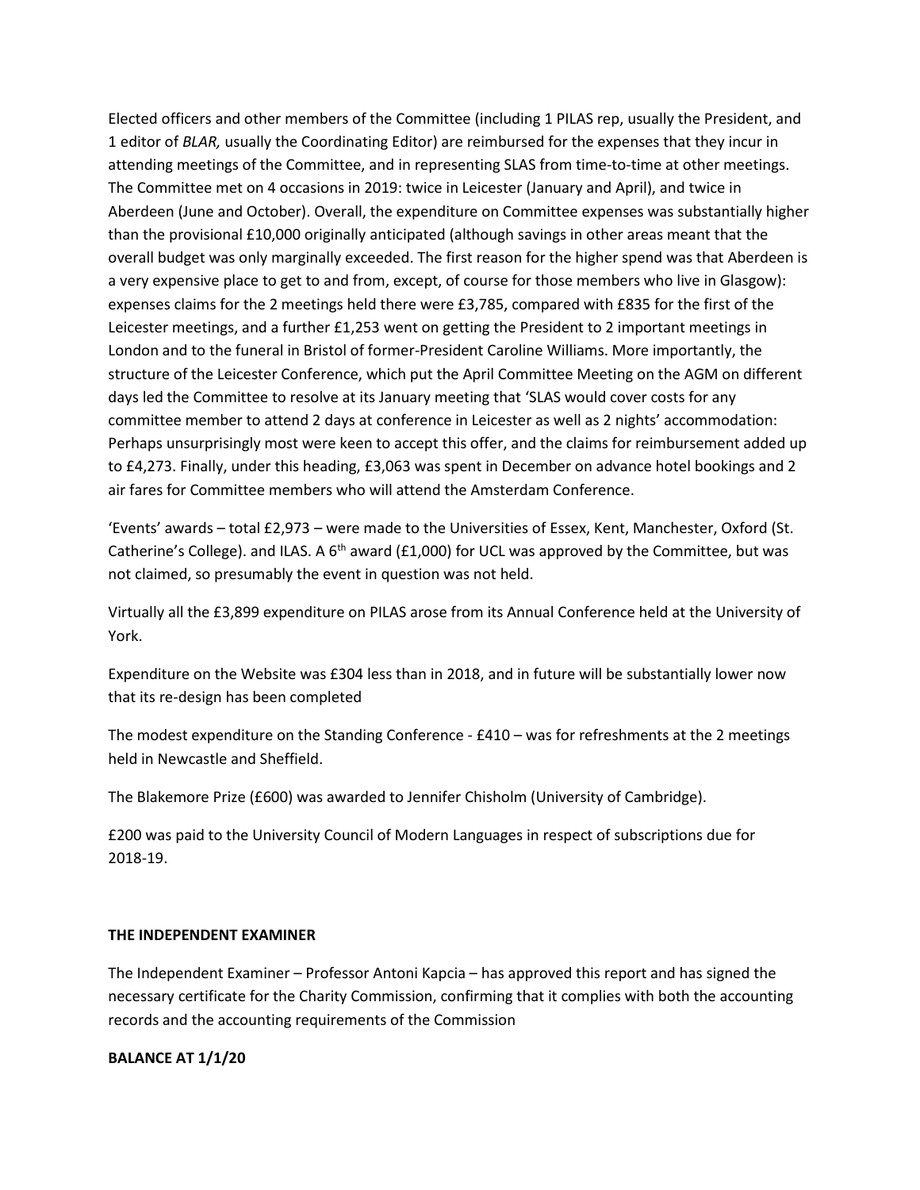Elected officers and other members of the Committee (including 1 PILAS rep, usually the President, and 1 editor of *BLAR,* usually the Coordinating Editor) are reimbursed for the expenses that they incur in attending meetings of the Committee, and in representing SLAS from time-to-time at other meetings. The Committee met on 4 occasions in 2019: twice in Leicester (January and April), and twice in Aberdeen (June and October). Overall, the expenditure on Committee expenses was substantially higher than the provisional £10,000 originally anticipated (although savings in other areas meant that the overall budget was only marginally exceeded. The first reason for the higher spend was that Aberdeen is a very expensive place to get to and from, except, of course for those members who live in Glasgow): expenses claims for the 2 meetings held there were £3,785, compared with £835 for the first of the Leicester meetings, and a further £1,253 went on getting the President to 2 important meetings in London and to the funeral in Bristol of former-President Caroline Williams. More importantly, the structure of the Leicester Conference, which put the April Committee Meeting on the AGM on different days led the Committee to resolve at its January meeting that 'SLAS would cover costs for any committee member to attend 2 days at conference in Leicester as well as 2 nights' accommodation: Perhaps unsurprisingly most were keen to accept this offer, and the claims for reimbursement added up to £4,273. Finally, under this heading, £3,063 was spent in December on advance hotel bookings and 2 air fares for Committee members who will attend the Amsterdam Conference.

'Events' awards – total £2,973 – were made to the Universities of Essex, Kent, Manchester, Oxford (St. Catherine's College). and ILAS. A 6th award (£1,000) for UCL was approved by the Committee, but was not claimed, so presumably the event in question was not held.

Virtually all the £3,899 expenditure on PILAS arose from its Annual Conference held at the University of York.

Expenditure on the Website was £304 less than in 2018, and in future will be substantially lower now that its re-design has been completed

The modest expenditure on the Standing Conference - £410 – was for refreshments at the 2 meetings held in Newcastle and Sheffield.

The Blakemore Prize (£600) was awarded to Jennifer Chisholm (University of Cambridge).

£200 was paid to the University Council of Modern Languages in respect of subscriptions due for 2018-19.

**THE INDEPENDENT EXAMINER**

The Independent Examiner – Professor Antoni Kapcia – has approved this report and has signed the necessary certificate for the Charity Commission, confirming that it complies with both the accounting records and the accounting requirements of the Commission

**BALANCE AT 1/1/20**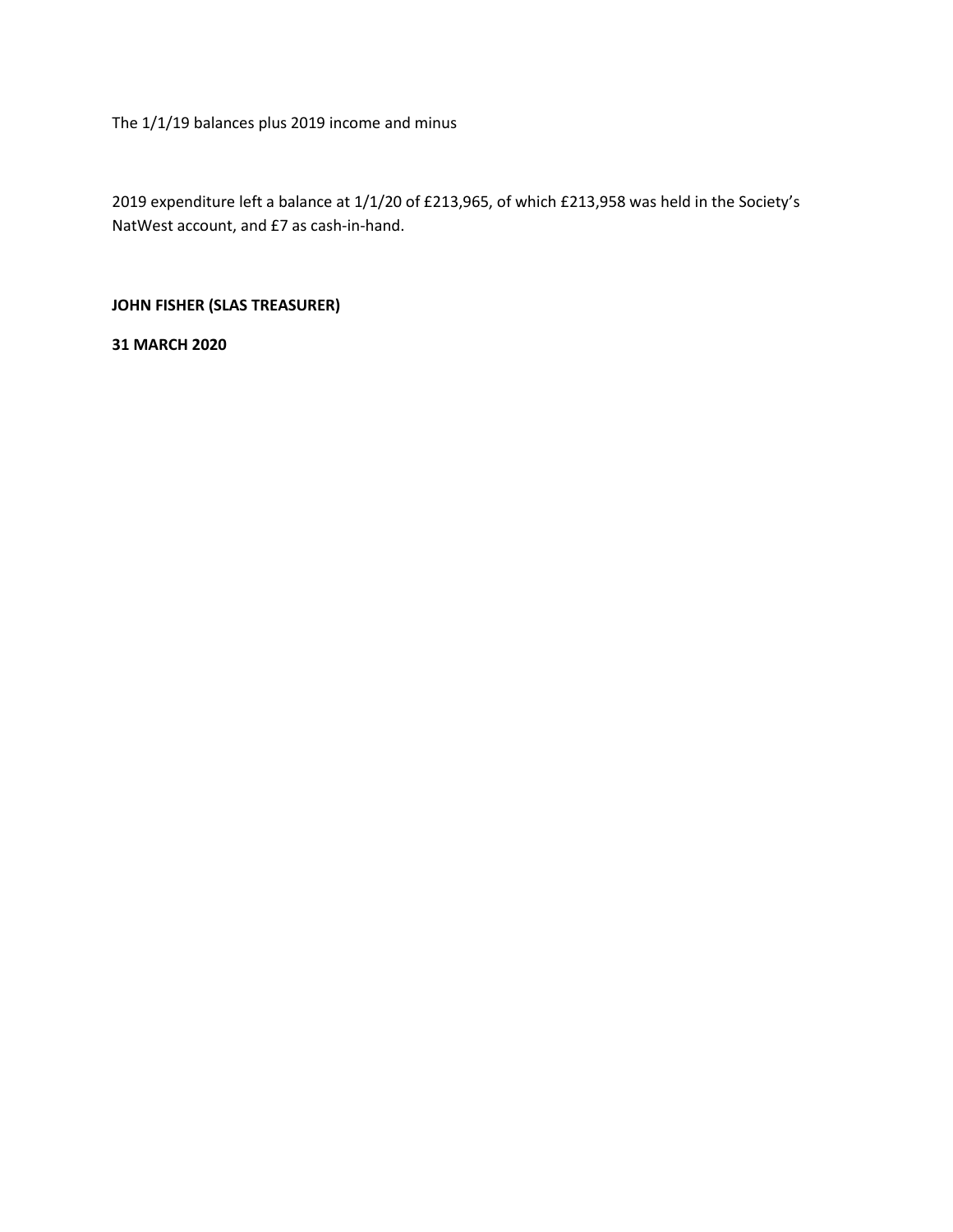The 1/1/19 balances plus 2019 income and minus

2019 expenditure left a balance at 1/1/20 of £213,965, of which £213,958 was held in the Society's NatWest account, and £7 as cash-in-hand.

**JOHN FISHER (SLAS TREASURER)**

**31 MARCH 2020**